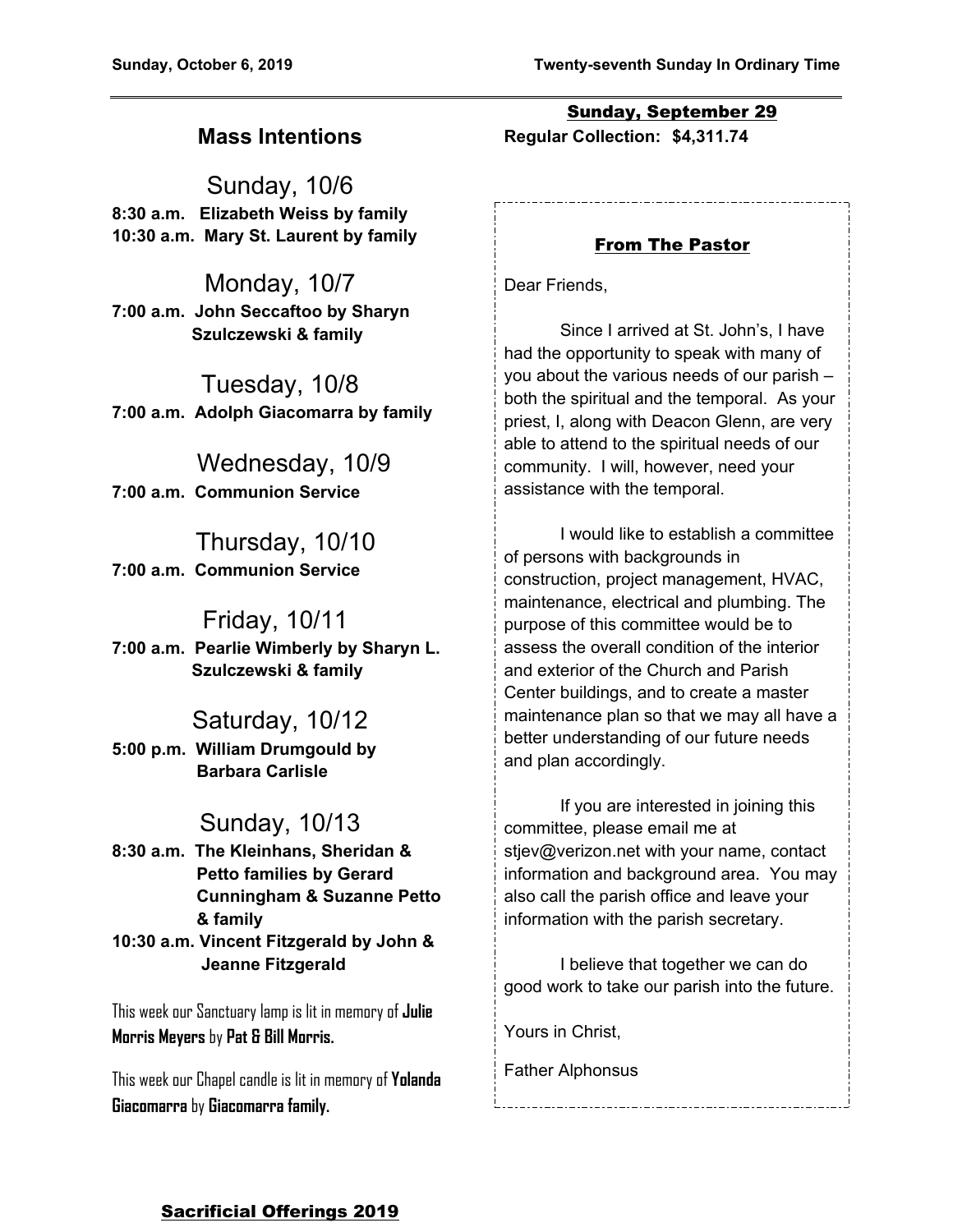Sunday, October 6, 2019 — Twenty-seventh Sunday In Ordinary Time

## Mass Intentions

### Sunday, 10/6

**8:30 a.m. Elizabeth Weiss by family**
**10:30 a.m. Mary St. Laurent by family**

### Monday, 10/7

**7:00 a.m. John Seccaftoo by Sharyn Szulczewski & family**

### Tuesday, 10/8

**7:00 a.m. Adolph Giacomarra by family**

### Wednesday, 10/9

**7:00 a.m. Communion Service**

### Thursday, 10/10

**7:00 a.m. Communion Service**

### Friday, 10/11

**7:00 a.m. Pearlie Wimberly by Sharyn L. Szulczewski & family**

### Saturday, 10/12

**5:00 p.m. William Drumgould by Barbara Carlisle**

### Sunday, 10/13

**8:30 a.m. The Kleinhans, Sheridan & Petto families by Gerard Cunningham & Suzanne Petto & family**
**10:30 a.m. Vincent Fitzgerald by John & Jeanne Fitzgerald**

This week our Sanctuary lamp is lit in memory of **Julie Morris Meyers** by **Pat & Bill Morris.**

This week our Chapel candle is lit in memory of **Yolanda Giacomarra** by **Giacomarra family.**

## Sunday, September 29

**Regular Collection: $4,311.74**

## From The Pastor

Dear Friends,

Since I arrived at St. John's, I have had the opportunity to speak with many of you about the various needs of our parish – both the spiritual and the temporal. As your priest, I, along with Deacon Glenn, are very able to attend to the spiritual needs of our community. I will, however, need your assistance with the temporal.

I would like to establish a committee of persons with backgrounds in construction, project management, HVAC, maintenance, electrical and plumbing. The purpose of this committee would be to assess the overall condition of the interior and exterior of the Church and Parish Center buildings, and to create a master maintenance plan so that we may all have a better understanding of our future needs and plan accordingly.

If you are interested in joining this committee, please email me at stjev@verizon.net with your name, contact information and background area. You may also call the parish office and leave your information with the parish secretary.

I believe that together we can do good work to take our parish into the future.

Yours in Christ,

Father Alphonsus

## Sacrificial Offerings 2019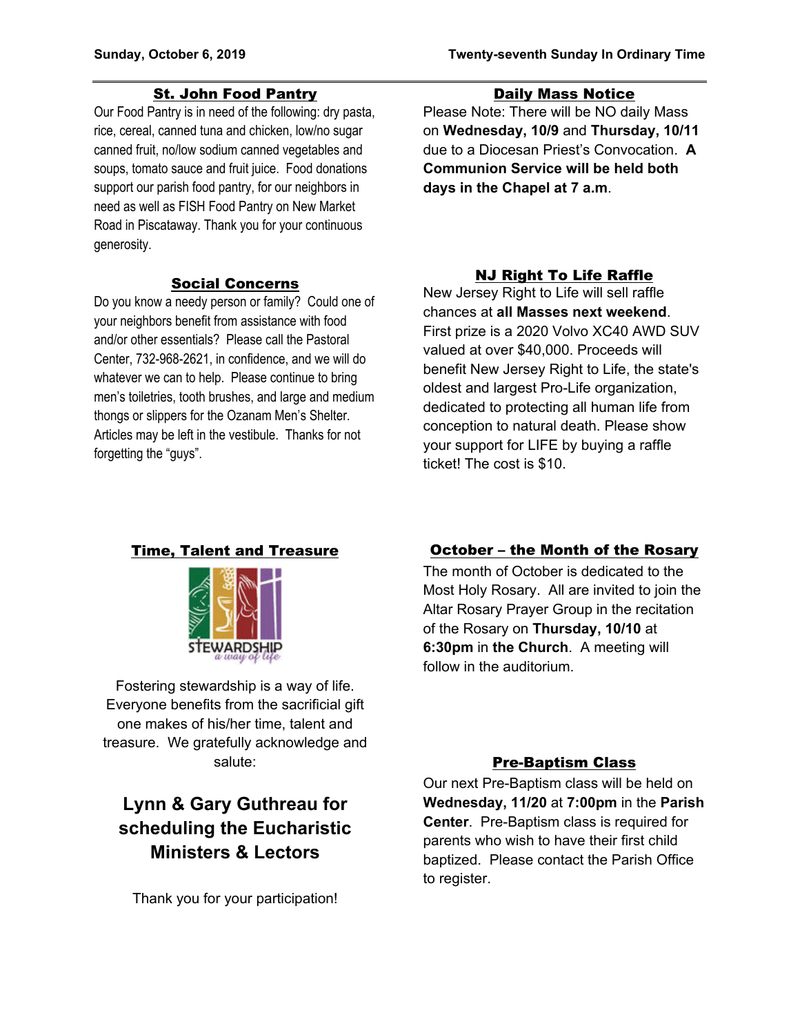## St. John Food Pantry

Our Food Pantry is in need of the following: dry pasta, rice, cereal, canned tuna and chicken, low/no sugar canned fruit, no/low sodium canned vegetables and soups, tomato sauce and fruit juice. Food donations support our parish food pantry, for our neighbors in need as well as FISH Food Pantry on New Market Road in Piscataway. Thank you for your continuous generosity.

## Social Concerns

Do you know a needy person or family? Could one of your neighbors benefit from assistance with food and/or other essentials? Please call the Pastoral Center, 732-968-2621, in confidence, and we will do whatever we can to help. Please continue to bring men's toiletries, tooth brushes, and large and medium thongs or slippers for the Ozanam Men's Shelter. Articles may be left in the vestibule. Thanks for not forgetting the "guys".

## Time, Talent and Treasure

STEWARDSHIP *a way of life*

Fostering stewardship is a way of life. Everyone benefits from the sacrificial gift one makes of his/her time, talent and treasure. We gratefully acknowledge and salute:

### Lynn & Gary Guthreau for scheduling the Eucharistic Ministers & Lectors

Thank you for your participation!

## Daily Mass Notice

Please Note: There will be NO daily Mass on **Wednesday, 10/9** and **Thursday, 10/11** due to a Diocesan Priest's Convocation. **A Communion Service will be held both days in the Chapel at 7 a.m**.

## NJ Right To Life Raffle

New Jersey Right to Life will sell raffle chances at **all Masses next weekend**. First prize is a 2020 Volvo XC40 AWD SUV valued at over $40,000. Proceeds will benefit New Jersey Right to Life, the state's oldest and largest Pro-Life organization, dedicated to protecting all human life from conception to natural death. Please show your support for LIFE by buying a raffle ticket! The cost is $10.

## October – the Month of the Rosary

The month of October is dedicated to the Most Holy Rosary. All are invited to join the Altar Rosary Prayer Group in the recitation of the Rosary on **Thursday, 10/10** at **6:30pm** in **the Church**. A meeting will follow in the auditorium.

## Pre-Baptism Class

Our next Pre-Baptism class will be held on **Wednesday, 11/20** at **7:00pm** in the **Parish Center**. Pre-Baptism class is required for parents who wish to have their first child baptized. Please contact the Parish Office to register.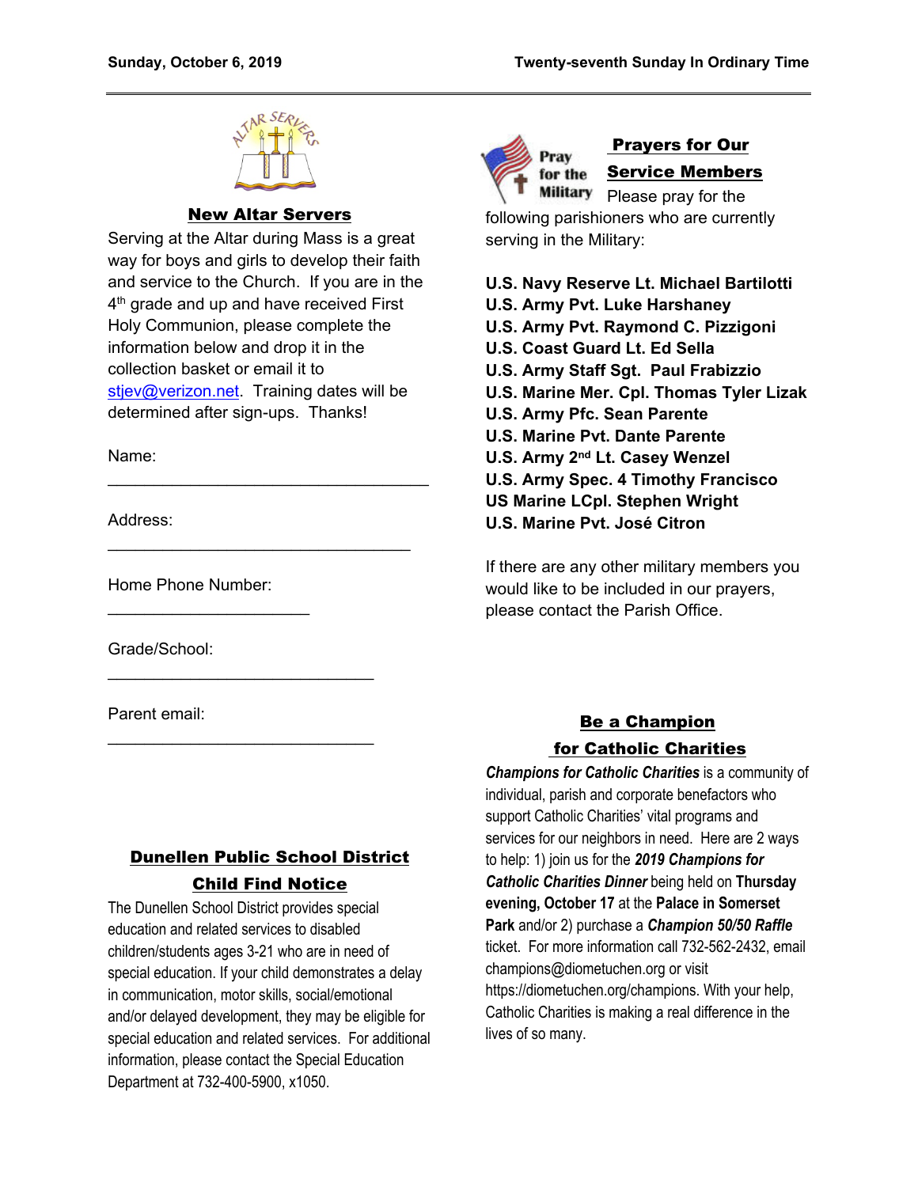## New Altar Servers

Serving at the Altar during Mass is a great way for boys and girls to develop their faith and service to the Church. If you are in the 4th grade and up and have received First Holy Communion, please complete the information below and drop it in the collection basket or email it to stjev@verizon.net. Training dates will be determined after sign-ups. Thanks!

Name: ___________________________________

Address: _________________________________

Home Phone Number: ______________________

Grade/School: ____________________________

Parent email: _____________________________

## Dunellen Public School District Child Find Notice

The Dunellen School District provides special education and related services to disabled children/students ages 3-21 who are in need of special education. If your child demonstrates a delay in communication, motor skills, social/emotional and/or delayed development, they may be eligible for special education and related services. For additional information, please contact the Special Education Department at 732-400-5900, x1050.

## Prayers for Our Service Members

Please pray for the following parishioners who are currently serving in the Military:

**U.S. Navy Reserve Lt. Michael Bartilotti**
**U.S. Army Pvt. Luke Harshaney**
**U.S. Army Pvt. Raymond C. Pizzigoni**
**U.S. Coast Guard Lt. Ed Sella**
**U.S. Army Staff Sgt. Paul Frabizzio**
**U.S. Marine Mer. Cpl. Thomas Tyler Lizak**
**U.S. Army Pfc. Sean Parente**
**U.S. Marine Pvt. Dante Parente**
**U.S. Army 2nd Lt. Casey Wenzel**
**U.S. Army Spec. 4 Timothy Francisco**
**US Marine LCpl. Stephen Wright**
**U.S. Marine Pvt. José Citron**

If there are any other military members you would like to be included in our prayers, please contact the Parish Office.

## Be a Champion for Catholic Charities

***Champions for Catholic Charities*** is a community of individual, parish and corporate benefactors who support Catholic Charities' vital programs and services for our neighbors in need. Here are 2 ways to help: 1) join us for the ***2019 Champions for Catholic Charities Dinner*** being held on **Thursday evening, October 17** at the **Palace in Somerset Park** and/or 2) purchase a ***Champion 50/50 Raffle*** ticket. For more information call 732-562-2432, email champions@diometuchen.org or visit https://diometuchen.org/champions. With your help, Catholic Charities is making a real difference in the lives of so many.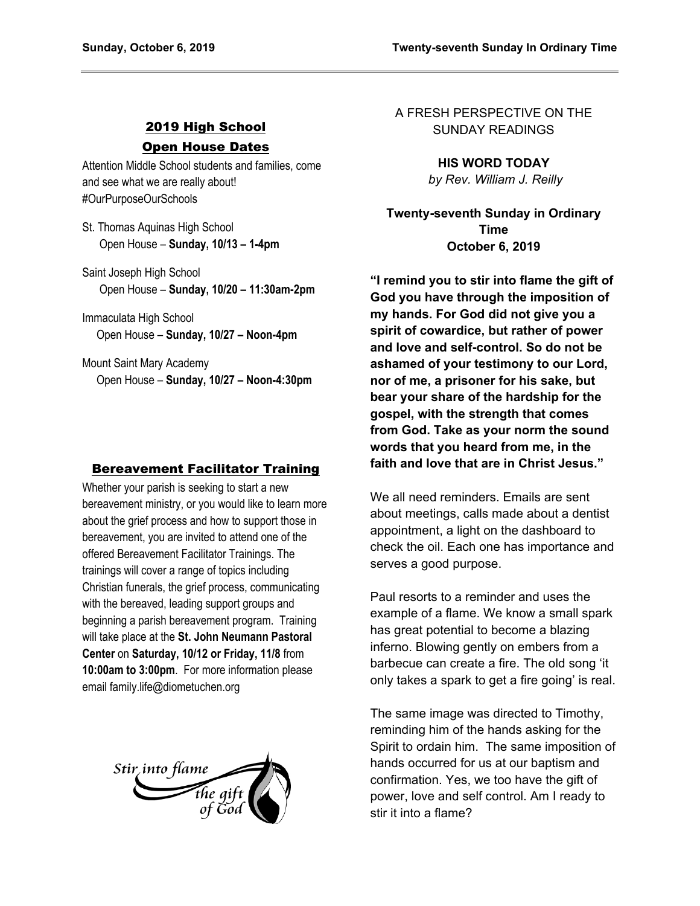## 2019 High School Open House Dates

Attention Middle School students and families, come and see what we are really about! #OurPurposeOurSchools

St. Thomas Aquinas High School
Open House – **Sunday, 10/13 – 1-4pm**

Saint Joseph High School
Open House – **Sunday, 10/20 – 11:30am-2pm**

Immaculata High School
Open House – **Sunday, 10/27 – Noon-4pm**

Mount Saint Mary Academy
Open House – **Sunday, 10/27 – Noon-4:30pm**

## Bereavement Facilitator Training

Whether your parish is seeking to start a new bereavement ministry, or you would like to learn more about the grief process and how to support those in bereavement, you are invited to attend one of the offered Bereavement Facilitator Trainings. The trainings will cover a range of topics including Christian funerals, the grief process, communicating with the bereaved, leading support groups and beginning a parish bereavement program. Training will take place at the **St. John Neumann Pastoral Center** on **Saturday, 10/12 or Friday, 11/8** from **10:00am to 3:00pm**. For more information please email family.life@diometuchen.org

Stir into flame the gift of God

A FRESH PERSPECTIVE ON THE SUNDAY READINGS

**HIS WORD TODAY**
*by Rev. William J. Reilly*

**Twenty-seventh Sunday in Ordinary Time**
**October 6, 2019**

**"I remind you to stir into flame the gift of God you have through the imposition of my hands. For God did not give you a spirit of cowardice, but rather of power and love and self-control. So do not be ashamed of your testimony to our Lord, nor of me, a prisoner for his sake, but bear your share of the hardship for the gospel, with the strength that comes from God. Take as your norm the sound words that you heard from me, in the faith and love that are in Christ Jesus."**

We all need reminders. Emails are sent about meetings, calls made about a dentist appointment, a light on the dashboard to check the oil. Each one has importance and serves a good purpose.

Paul resorts to a reminder and uses the example of a flame. We know a small spark has great potential to become a blazing inferno. Blowing gently on embers from a barbecue can create a fire. The old song 'it only takes a spark to get a fire going' is real.

The same image was directed to Timothy, reminding him of the hands asking for the Spirit to ordain him. The same imposition of hands occurred for us at our baptism and confirmation. Yes, we too have the gift of power, love and self control. Am I ready to stir it into a flame?